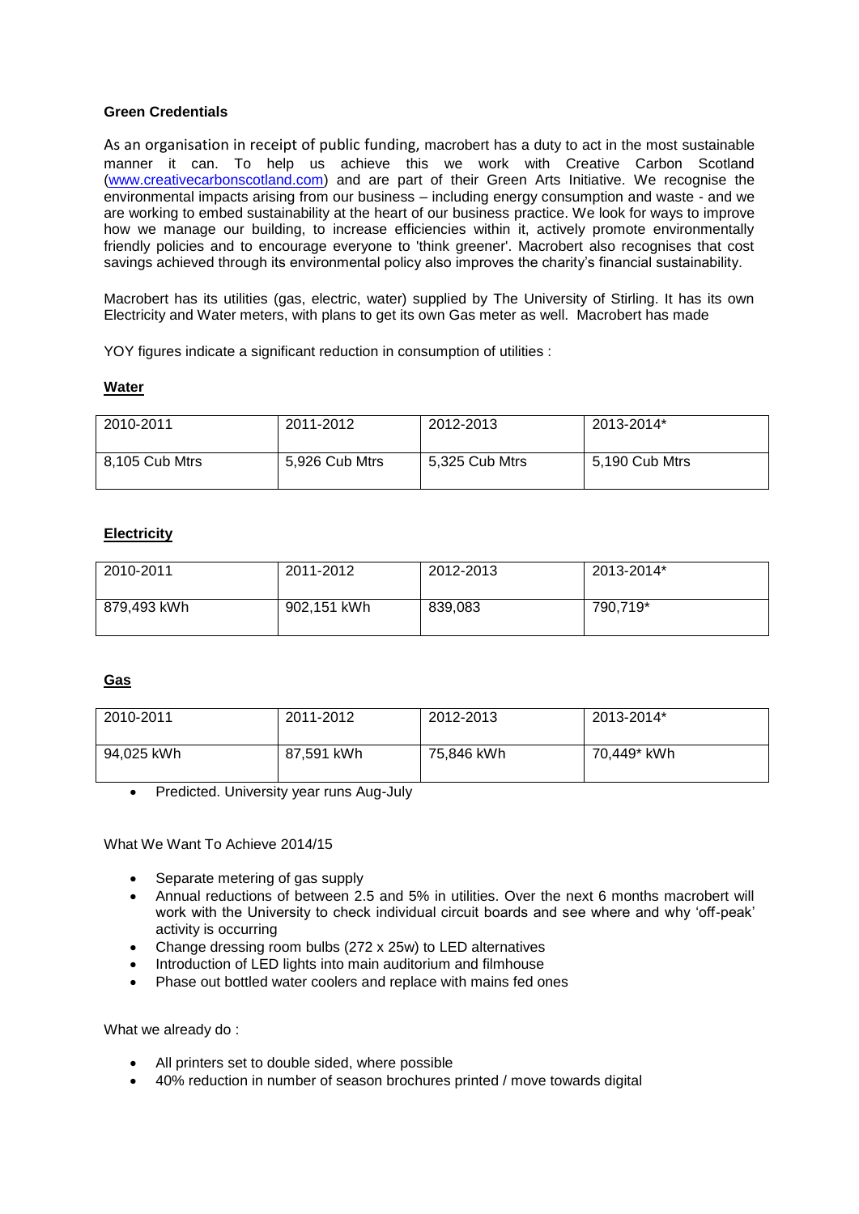**Green Credentials**

As an organisation in receipt of public funding, macrobert has a duty to act in the most sustainable manner it can. To help us achieve this we work with Creative Carbon Scotland (www.creativecarbonscotland.com) and are part of their Green Arts Initiative. We recognise the environmental impacts arising from our business – including energy consumption and waste - and we are working to embed sustainability at the heart of our business practice. We look for ways to improve how we manage our building, to increase efficiencies within it, actively promote environmentally friendly policies and to encourage everyone to 'think greener'. Macrobert also recognises that cost savings achieved through its environmental policy also improves the charity's financial sustainability.

Macrobert has its utilities (gas, electric, water) supplied by The University of Stirling. It has its own Electricity and Water meters, with plans to get its own Gas meter as well. Macrobert has made

YOY figures indicate a significant reduction in consumption of utilities :

**Water**

| 2010-2011 | 2011-2012 | 2012-2013 | 2013-2014* |
|---|---|---|---|
| 8,105 Cub Mtrs | 5,926 Cub Mtrs | 5,325 Cub Mtrs | 5,190 Cub Mtrs |

**Electricity**

| 2010-2011 | 2011-2012 | 2012-2013 | 2013-2014* |
|---|---|---|---|
| 879,493 kWh | 902,151 kWh | 839,083 | 790,719* |

**Gas**

| 2010-2011 | 2011-2012 | 2012-2013 | 2013-2014* |
|---|---|---|---|
| 94,025 kWh | 87,591 kWh | 75,846 kWh | 70,449* kWh |

- Predicted. University year runs Aug-July

What We Want To Achieve 2014/15

- Separate metering of gas supply
- Annual reductions of between 2.5 and 5% in utilities. Over the next 6 months macrobert will work with the University to check individual circuit boards and see where and why 'off-peak' activity is occurring
- Change dressing room bulbs (272 x 25w) to LED alternatives
- Introduction of LED lights into main auditorium and filmhouse
- Phase out bottled water coolers and replace with mains fed ones

What we already do :

- All printers set to double sided, where possible
- 40% reduction in number of season brochures printed / move towards digital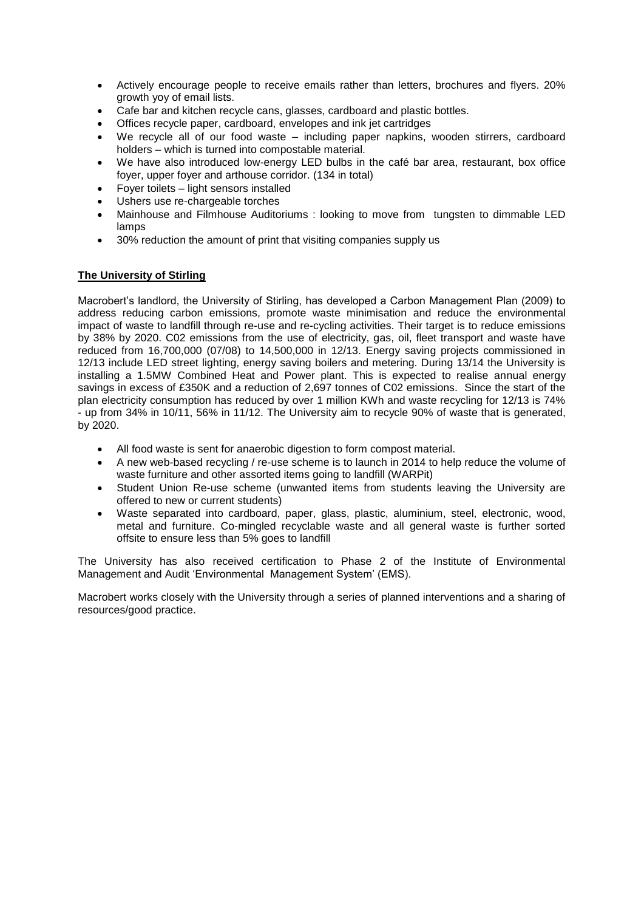- Actively encourage people to receive emails rather than letters, brochures and flyers. 20% growth yoy of email lists.
- Cafe bar and kitchen recycle cans, glasses, cardboard and plastic bottles.
- Offices recycle paper, cardboard, envelopes and ink jet cartridges
- We recycle all of our food waste – including paper napkins, wooden stirrers, cardboard holders – which is turned into compostable material.
- We have also introduced low-energy LED bulbs in the café bar area, restaurant, box office foyer, upper foyer and arthouse corridor. (134 in total)
- Foyer toilets – light sensors installed
- Ushers use re-chargeable torches
- Mainhouse and Filmhouse Auditoriums : looking to move from tungsten to dimmable LED lamps
- 30% reduction the amount of print that visiting companies supply us

**The University of Stirling**

Macrobert's landlord, the University of Stirling, has developed a Carbon Management Plan (2009) to address reducing carbon emissions, promote waste minimisation and reduce the environmental impact of waste to landfill through re-use and re-cycling activities. Their target is to reduce emissions by 38% by 2020. C02 emissions from the use of electricity, gas, oil, fleet transport and waste have reduced from 16,700,000 (07/08) to 14,500,000 in 12/13. Energy saving projects commissioned in 12/13 include LED street lighting, energy saving boilers and metering. During 13/14 the University is installing a 1.5MW Combined Heat and Power plant. This is expected to realise annual energy savings in excess of £350K and a reduction of 2,697 tonnes of C02 emissions. Since the start of the plan electricity consumption has reduced by over 1 million KWh and waste recycling for 12/13 is 74% - up from 34% in 10/11, 56% in 11/12. The University aim to recycle 90% of waste that is generated, by 2020.

- All food waste is sent for anaerobic digestion to form compost material.
- A new web-based recycling / re-use scheme is to launch in 2014 to help reduce the volume of waste furniture and other assorted items going to landfill (WARPit)
- Student Union Re-use scheme (unwanted items from students leaving the University are offered to new or current students)
- Waste separated into cardboard, paper, glass, plastic, aluminium, steel, electronic, wood, metal and furniture. Co-mingled recyclable waste and all general waste is further sorted offsite to ensure less than 5% goes to landfill

The University has also received certification to Phase 2 of the Institute of Environmental Management and Audit 'Environmental Management System' (EMS).

Macrobert works closely with the University through a series of planned interventions and a sharing of resources/good practice.